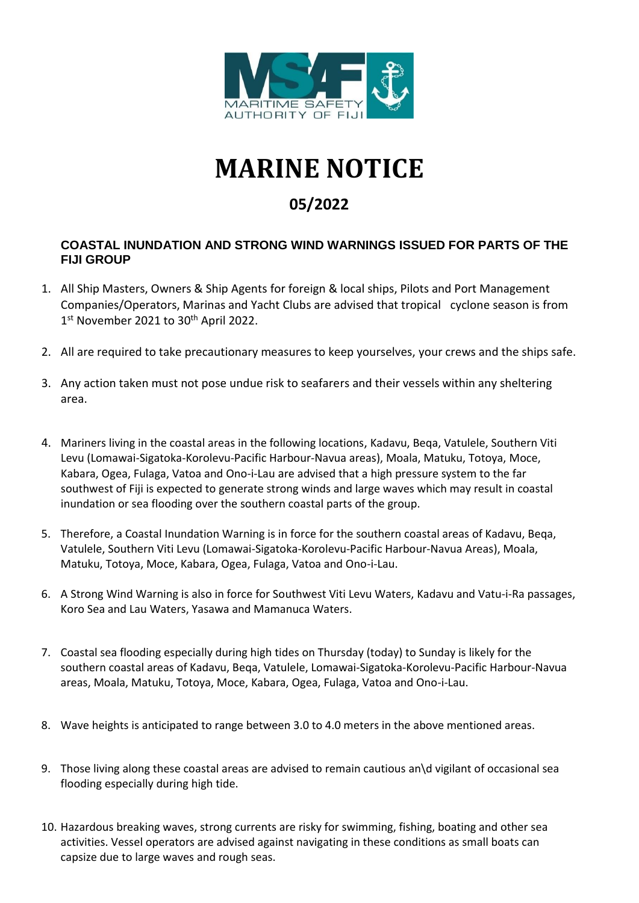MARITIME SAFETY AUTHORITY OF FIJI

# MARINE NOTICE

## 05/2022

### COASTAL INUNDATION AND STRONG WIND WARNINGS ISSUED FOR PARTS OF THE FIJI GROUP

1. All Ship Masters, Owners & Ship Agents for foreign & local ships, Pilots and Port Management Companies/Operators, Marinas and Yacht Clubs are advised that tropical cyclone season is from 1st November 2021 to 30th April 2022.

2. All are required to take precautionary measures to keep yourselves, your crews and the ships safe.

3. Any action taken must not pose undue risk to seafarers and their vessels within any sheltering area.

4. Mariners living in the coastal areas in the following locations, Kadavu, Beqa, Vatulele, Southern Viti Levu (Lomawai-Sigatoka-Korolevu-Pacific Harbour-Navua areas), Moala, Matuku, Totoya, Moce, Kabara, Ogea, Fulaga, Vatoa and Ono-i-Lau are advised that a high pressure system to the far southwest of Fiji is expected to generate strong winds and large waves which may result in coastal inundation or sea flooding over the southern coastal parts of the group.

5. Therefore, a Coastal Inundation Warning is in force for the southern coastal areas of Kadavu, Beqa, Vatulele, Southern Viti Levu (Lomawai-Sigatoka-Korolevu-Pacific Harbour-Navua Areas), Moala, Matuku, Totoya, Moce, Kabara, Ogea, Fulaga, Vatoa and Ono-i-Lau.

6. A Strong Wind Warning is also in force for Southwest Viti Levu Waters, Kadavu and Vatu-i-Ra passages, Koro Sea and Lau Waters, Yasawa and Mamanuca Waters.

7. Coastal sea flooding especially during high tides on Thursday (today) to Sunday is likely for the southern coastal areas of Kadavu, Beqa, Vatulele, Lomawai-Sigatoka-Korolevu-Pacific Harbour-Navua areas, Moala, Matuku, Totoya, Moce, Kabara, Ogea, Fulaga, Vatoa and Ono-i-Lau.

8. Wave heights is anticipated to range between 3.0 to 4.0 meters in the above mentioned areas.

9. Those living along these coastal areas are advised to remain cautious an\d vigilant of occasional sea flooding especially during high tide.

10. Hazardous breaking waves, strong currents are risky for swimming, fishing, boating and other sea activities. Vessel operators are advised against navigating in these conditions as small boats can capsize due to large waves and rough seas.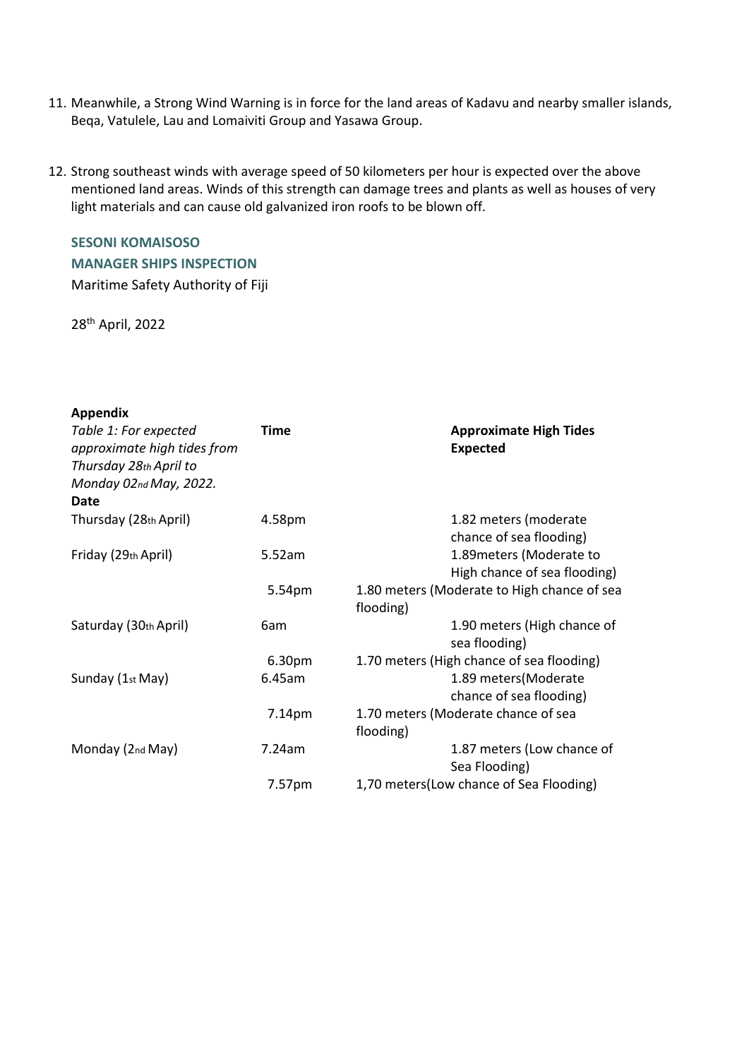11. Meanwhile, a Strong Wind Warning is in force for the land areas of Kadavu and nearby smaller islands, Beqa, Vatulele, Lau and Lomaiviti Group and Yasawa Group.

12. Strong southeast winds with average speed of 50 kilometers per hour is expected over the above mentioned land areas. Winds of this strength can damage trees and plants as well as houses of very light materials and can cause old galvanized iron roofs to be blown off.

**SESONI KOMAISOSO**
**MANAGER SHIPS INSPECTION**
Maritime Safety Authority of Fiji

28th April, 2022

**Appendix**

*Table 1: For expected approximate high tides from Thursday 28th April to Monday 02nd May, 2022.*

| **Date** | **Time** | **Approximate High Tides Expected** |
|---|---|---|
| Thursday (28th April) | 4.58pm | 1.82 meters (moderate chance of sea flooding) |
| Friday (29th April) | 5.52am | 1.89meters (Moderate to High chance of sea flooding) |
| | 5.54pm | 1.80 meters (Moderate to High chance of sea flooding) |
| Saturday (30th April) | 6am | 1.90 meters (High chance of sea flooding) |
| | 6.30pm | 1.70 meters (High chance of sea flooding) |
| Sunday (1st May) | 6.45am | 1.89 meters(Moderate chance of sea flooding) |
| | 7.14pm | 1.70 meters (Moderate chance of sea flooding) |
| Monday (2nd May) | 7.24am | 1.87 meters (Low chance of Sea Flooding) |
| | 7.57pm | 1,70 meters(Low chance of Sea Flooding) |